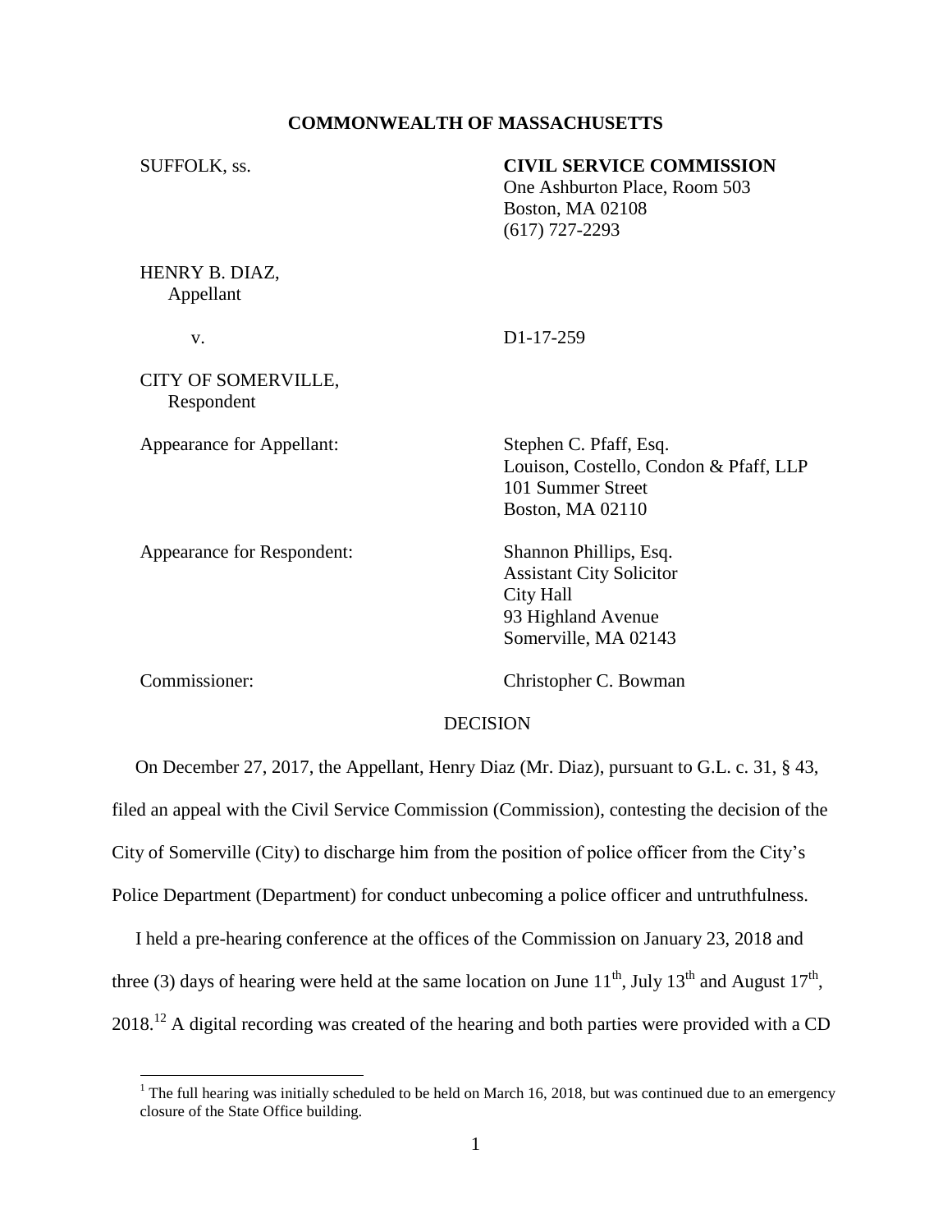**COMMONWEALTH OF MASSACHUSETTS**

SUFFOLK, ss.

**CIVIL SERVICE COMMISSION**
One Ashburton Place, Room 503
Boston, MA 02108
(617) 727-2293

HENRY B. DIAZ,
Appellant

v. D1-17-259

CITY OF SOMERVILLE,
Respondent

Appearance for Appellant: Stephen C. Pfaff, Esq.
Louison, Costello, Condon & Pfaff, LLP
101 Summer Street
Boston, MA 02110

Appearance for Respondent: Shannon Phillips, Esq.
Assistant City Solicitor
City Hall
93 Highland Avenue
Somerville, MA 02143

Commissioner: Christopher C. Bowman

DECISION

On December 27, 2017, the Appellant, Henry Diaz (Mr. Diaz), pursuant to G.L. c. 31, § 43, filed an appeal with the Civil Service Commission (Commission), contesting the decision of the City of Somerville (City) to discharge him from the position of police officer from the City's Police Department (Department) for conduct unbecoming a police officer and untruthfulness.

I held a pre-hearing conference at the offices of the Commission on January 23, 2018 and three (3) days of hearing were held at the same location on June 11th, July 13th and August 17th, 2018.[1][2] A digital recording was created of the hearing and both parties were provided with a CD

[1] The full hearing was initially scheduled to be held on March 16, 2018, but was continued due to an emergency closure of the State Office building.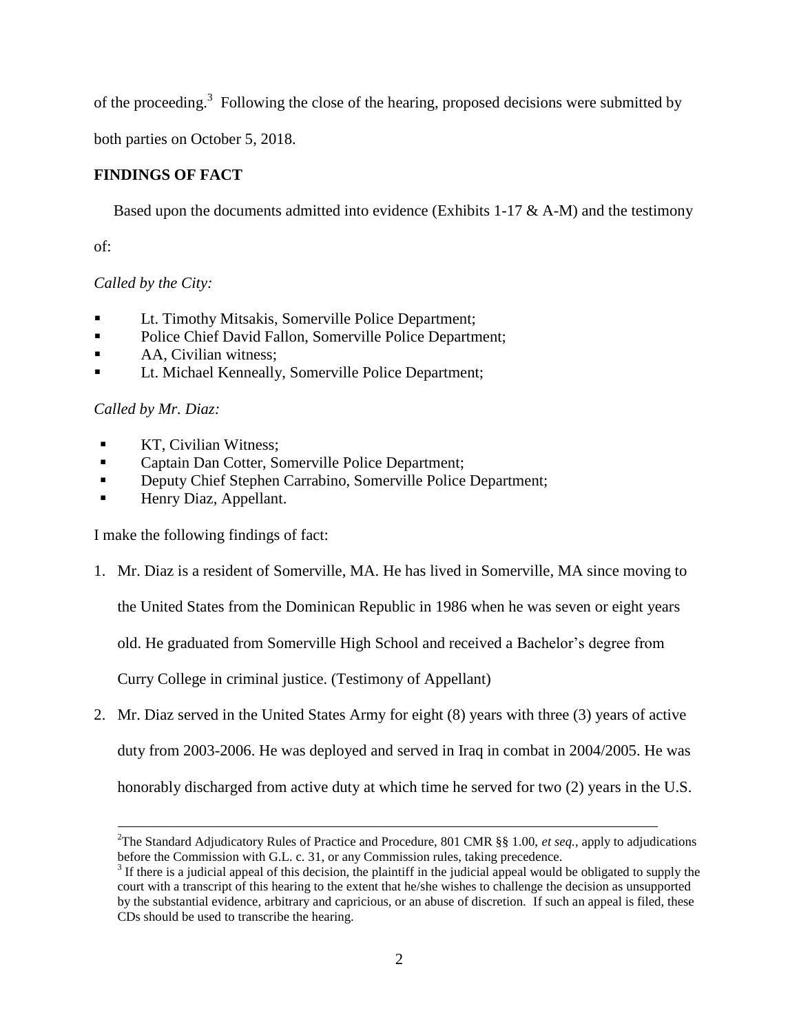of the proceeding.[3] Following the close of the hearing, proposed decisions were submitted by both parties on October 5, 2018.

**FINDINGS OF FACT**

Based upon the documents admitted into evidence (Exhibits 1-17 & A-M) and the testimony of:

*Called by the City:*

- Lt. Timothy Mitsakis, Somerville Police Department;
- Police Chief David Fallon, Somerville Police Department;
- AA, Civilian witness;
- Lt. Michael Kenneally, Somerville Police Department;

*Called by Mr. Diaz:*

- KT, Civilian Witness;
- Captain Dan Cotter, Somerville Police Department;
- Deputy Chief Stephen Carrabino, Somerville Police Department;
- Henry Diaz, Appellant.

I make the following findings of fact:

1. Mr. Diaz is a resident of Somerville, MA. He has lived in Somerville, MA since moving to the United States from the Dominican Republic in 1986 when he was seven or eight years old. He graduated from Somerville High School and received a Bachelor's degree from Curry College in criminal justice. (Testimony of Appellant)

2. Mr. Diaz served in the United States Army for eight (8) years with three (3) years of active duty from 2003-2006. He was deployed and served in Iraq in combat in 2004/2005. He was honorably discharged from active duty at which time he served for two (2) years in the U.S.

---

[2] The Standard Adjudicatory Rules of Practice and Procedure, 801 CMR §§ 1.00, *et seq.*, apply to adjudications before the Commission with G.L. c. 31, or any Commission rules, taking precedence.

[3] If there is a judicial appeal of this decision, the plaintiff in the judicial appeal would be obligated to supply the court with a transcript of this hearing to the extent that he/she wishes to challenge the decision as unsupported by the substantial evidence, arbitrary and capricious, or an abuse of discretion. If such an appeal is filed, these CDs should be used to transcribe the hearing.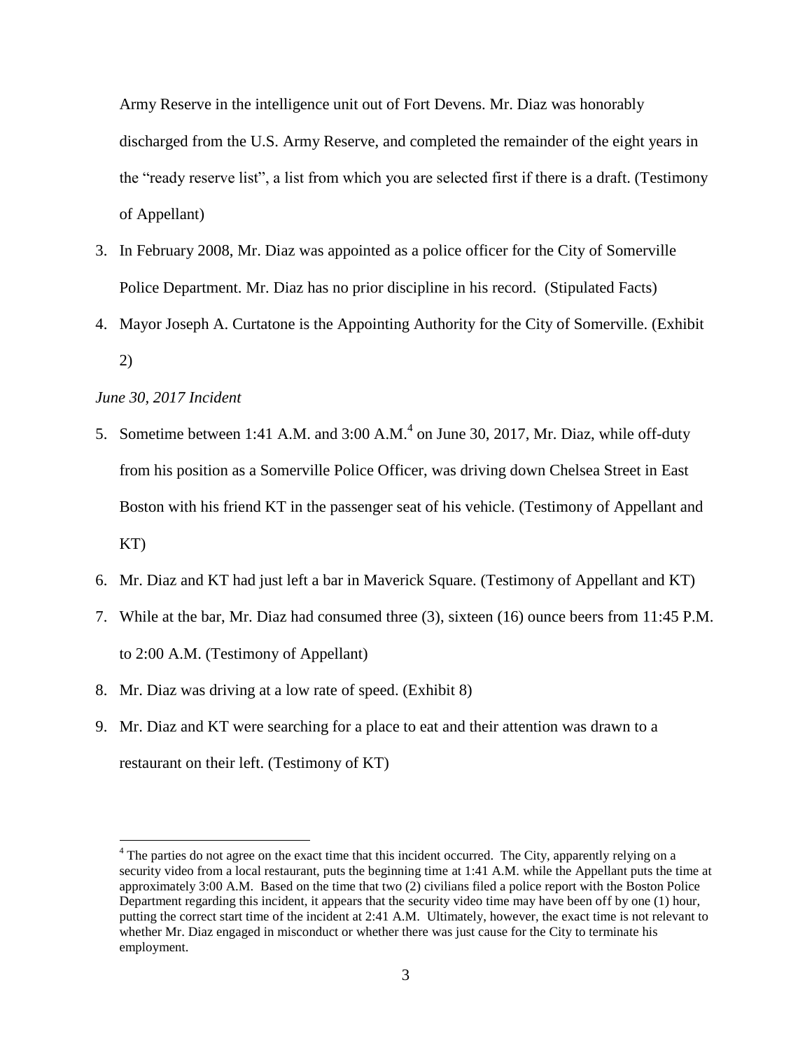Army Reserve in the intelligence unit out of Fort Devens. Mr. Diaz was honorably discharged from the U.S. Army Reserve, and completed the remainder of the eight years in the "ready reserve list", a list from which you are selected first if there is a draft. (Testimony of Appellant)

3. In February 2008, Mr. Diaz was appointed as a police officer for the City of Somerville Police Department. Mr. Diaz has no prior discipline in his record. (Stipulated Facts)
4. Mayor Joseph A. Curtatone is the Appointing Authority for the City of Somerville. (Exhibit 2)

*June 30, 2017 Incident*

5. Sometime between 1:41 A.M. and 3:00 A.M.[4] on June 30, 2017, Mr. Diaz, while off-duty from his position as a Somerville Police Officer, was driving down Chelsea Street in East Boston with his friend KT in the passenger seat of his vehicle. (Testimony of Appellant and KT)
6. Mr. Diaz and KT had just left a bar in Maverick Square. (Testimony of Appellant and KT)
7. While at the bar, Mr. Diaz had consumed three (3), sixteen (16) ounce beers from 11:45 P.M. to 2:00 A.M. (Testimony of Appellant)
8. Mr. Diaz was driving at a low rate of speed. (Exhibit 8)
9. Mr. Diaz and KT were searching for a place to eat and their attention was drawn to a restaurant on their left. (Testimony of KT)

[4] The parties do not agree on the exact time that this incident occurred. The City, apparently relying on a security video from a local restaurant, puts the beginning time at 1:41 A.M. while the Appellant puts the time at approximately 3:00 A.M. Based on the time that two (2) civilians filed a police report with the Boston Police Department regarding this incident, it appears that the security video time may have been off by one (1) hour, putting the correct start time of the incident at 2:41 A.M. Ultimately, however, the exact time is not relevant to whether Mr. Diaz engaged in misconduct or whether there was just cause for the City to terminate his employment.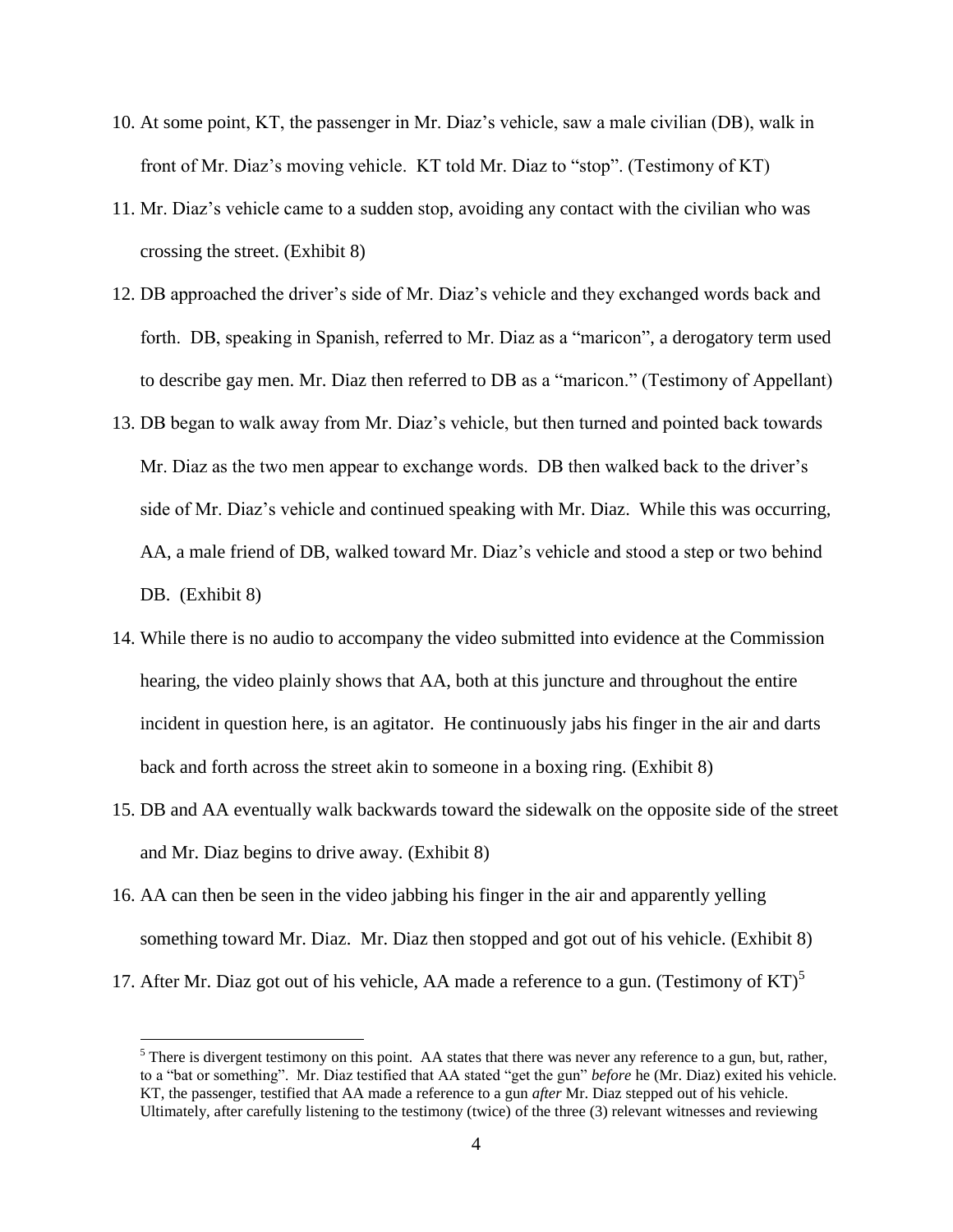10. At some point, KT, the passenger in Mr. Diaz's vehicle, saw a male civilian (DB), walk in front of Mr. Diaz's moving vehicle. KT told Mr. Diaz to "stop". (Testimony of KT)

11. Mr. Diaz's vehicle came to a sudden stop, avoiding any contact with the civilian who was crossing the street. (Exhibit 8)

12. DB approached the driver's side of Mr. Diaz's vehicle and they exchanged words back and forth. DB, speaking in Spanish, referred to Mr. Diaz as a "maricon", a derogatory term used to describe gay men. Mr. Diaz then referred to DB as a "maricon." (Testimony of Appellant)

13. DB began to walk away from Mr. Diaz's vehicle, but then turned and pointed back towards Mr. Diaz as the two men appear to exchange words. DB then walked back to the driver's side of Mr. Diaz's vehicle and continued speaking with Mr. Diaz. While this was occurring, AA, a male friend of DB, walked toward Mr. Diaz's vehicle and stood a step or two behind DB. (Exhibit 8)

14. While there is no audio to accompany the video submitted into evidence at the Commission hearing, the video plainly shows that AA, both at this juncture and throughout the entire incident in question here, is an agitator. He continuously jabs his finger in the air and darts back and forth across the street akin to someone in a boxing ring. (Exhibit 8)

15. DB and AA eventually walk backwards toward the sidewalk on the opposite side of the street and Mr. Diaz begins to drive away. (Exhibit 8)

16. AA can then be seen in the video jabbing his finger in the air and apparently yelling something toward Mr. Diaz. Mr. Diaz then stopped and got out of his vehicle. (Exhibit 8)

17. After Mr. Diaz got out of his vehicle, AA made a reference to a gun. (Testimony of KT)[5]

---

[5] There is divergent testimony on this point. AA states that there was never any reference to a gun, but, rather, to a "bat or something". Mr. Diaz testified that AA stated "get the gun" *before* he (Mr. Diaz) exited his vehicle. KT, the passenger, testified that AA made a reference to a gun *after* Mr. Diaz stepped out of his vehicle. Ultimately, after carefully listening to the testimony (twice) of the three (3) relevant witnesses and reviewing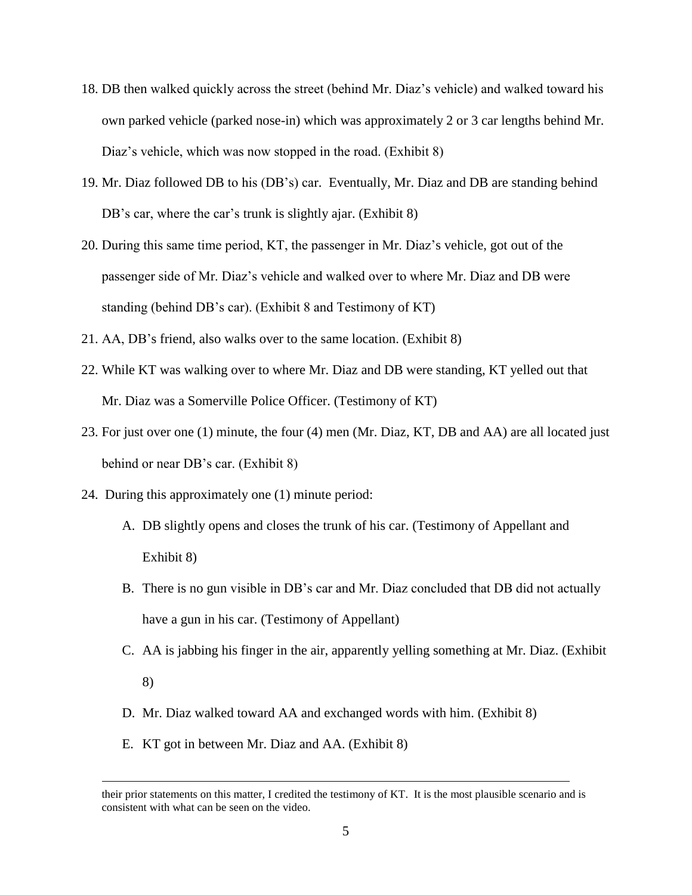18. DB then walked quickly across the street (behind Mr. Diaz's vehicle) and walked toward his own parked vehicle (parked nose-in) which was approximately 2 or 3 car lengths behind Mr. Diaz's vehicle, which was now stopped in the road. (Exhibit 8)

19. Mr. Diaz followed DB to his (DB's) car. Eventually, Mr. Diaz and DB are standing behind DB's car, where the car's trunk is slightly ajar. (Exhibit 8)

20. During this same time period, KT, the passenger in Mr. Diaz's vehicle, got out of the passenger side of Mr. Diaz's vehicle and walked over to where Mr. Diaz and DB were standing (behind DB's car). (Exhibit 8 and Testimony of KT)

21. AA, DB's friend, also walks over to the same location. (Exhibit 8)

22. While KT was walking over to where Mr. Diaz and DB were standing, KT yelled out that Mr. Diaz was a Somerville Police Officer. (Testimony of KT)

23. For just over one (1) minute, the four (4) men (Mr. Diaz, KT, DB and AA) are all located just behind or near DB's car. (Exhibit 8)

24. During this approximately one (1) minute period:

    A. DB slightly opens and closes the trunk of his car. (Testimony of Appellant and Exhibit 8)

    B. There is no gun visible in DB's car and Mr. Diaz concluded that DB did not actually have a gun in his car. (Testimony of Appellant)

    C. AA is jabbing his finger in the air, apparently yelling something at Mr. Diaz. (Exhibit 8)

    D. Mr. Diaz walked toward AA and exchanged words with him. (Exhibit 8)

    E. KT got in between Mr. Diaz and AA. (Exhibit 8)

---

their prior statements on this matter, I credited the testimony of KT. It is the most plausible scenario and is consistent with what can be seen on the video.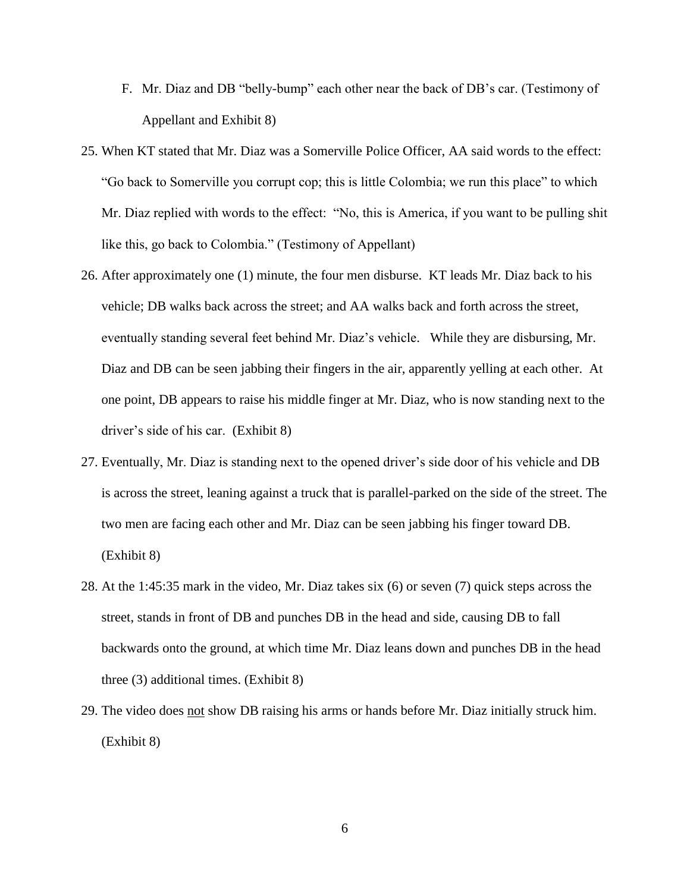F. Mr. Diaz and DB "belly-bump" each other near the back of DB's car. (Testimony of Appellant and Exhibit 8)

25. When KT stated that Mr. Diaz was a Somerville Police Officer, AA said words to the effect: "Go back to Somerville you corrupt cop; this is little Colombia; we run this place" to which Mr. Diaz replied with words to the effect: "No, this is America, if you want to be pulling shit like this, go back to Colombia." (Testimony of Appellant)

26. After approximately one (1) minute, the four men disburse. KT leads Mr. Diaz back to his vehicle; DB walks back across the street; and AA walks back and forth across the street, eventually standing several feet behind Mr. Diaz's vehicle. While they are disbursing, Mr. Diaz and DB can be seen jabbing their fingers in the air, apparently yelling at each other. At one point, DB appears to raise his middle finger at Mr. Diaz, who is now standing next to the driver's side of his car. (Exhibit 8)

27. Eventually, Mr. Diaz is standing next to the opened driver's side door of his vehicle and DB is across the street, leaning against a truck that is parallel-parked on the side of the street. The two men are facing each other and Mr. Diaz can be seen jabbing his finger toward DB. (Exhibit 8)

28. At the 1:45:35 mark in the video, Mr. Diaz takes six (6) or seven (7) quick steps across the street, stands in front of DB and punches DB in the head and side, causing DB to fall backwards onto the ground, at which time Mr. Diaz leans down and punches DB in the head three (3) additional times. (Exhibit 8)

29. The video does <u>not</u> show DB raising his arms or hands before Mr. Diaz initially struck him. (Exhibit 8)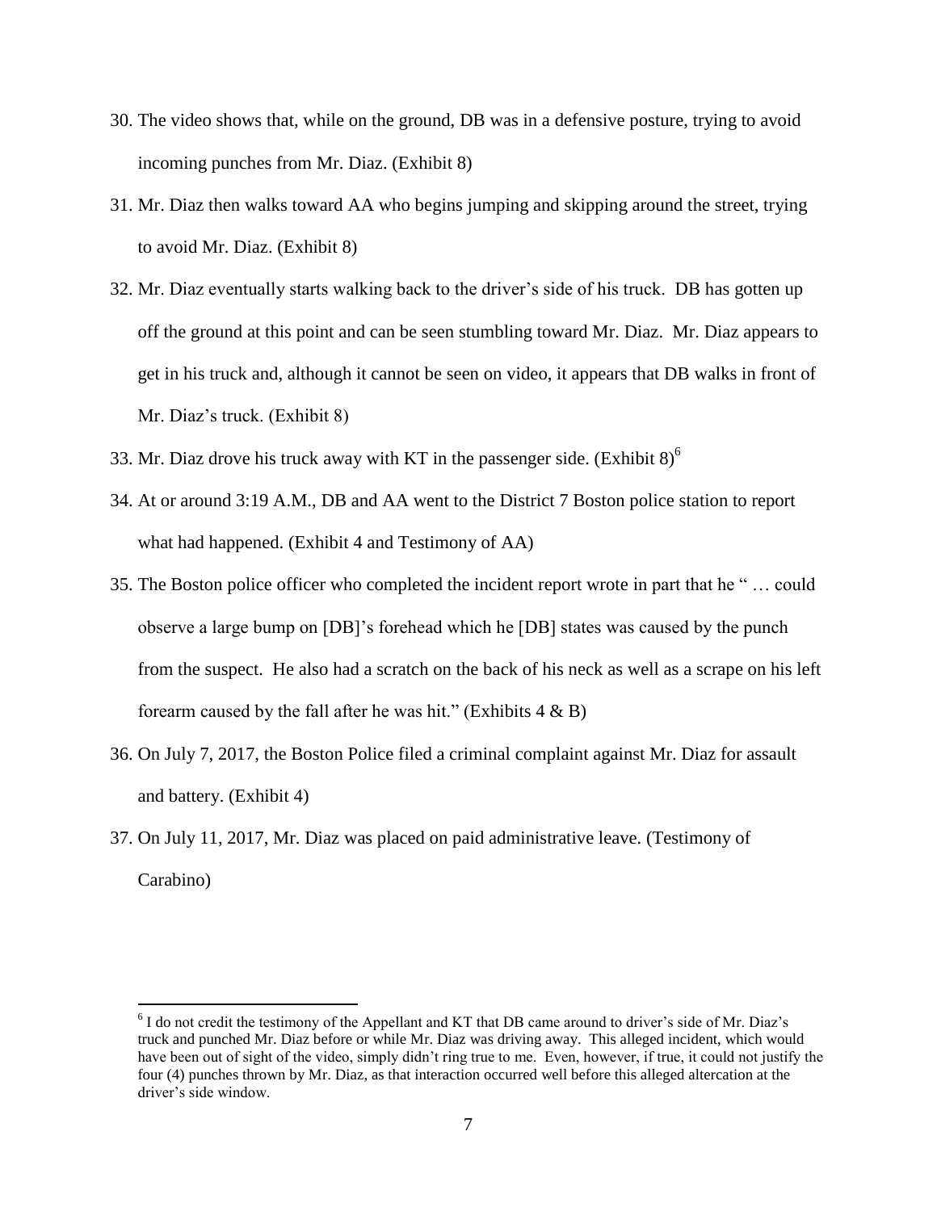30. The video shows that, while on the ground, DB was in a defensive posture, trying to avoid incoming punches from Mr. Diaz. (Exhibit 8)
31. Mr. Diaz then walks toward AA who begins jumping and skipping around the street, trying to avoid Mr. Diaz. (Exhibit 8)
32. Mr. Diaz eventually starts walking back to the driver's side of his truck. DB has gotten up off the ground at this point and can be seen stumbling toward Mr. Diaz. Mr. Diaz appears to get in his truck and, although it cannot be seen on video, it appears that DB walks in front of Mr. Diaz's truck. (Exhibit 8)
33. Mr. Diaz drove his truck away with KT in the passenger side. (Exhibit 8)[6]
34. At or around 3:19 A.M., DB and AA went to the District 7 Boston police station to report what had happened. (Exhibit 4 and Testimony of AA)
35. The Boston police officer who completed the incident report wrote in part that he " … could observe a large bump on [DB]'s forehead which he [DB] states was caused by the punch from the suspect. He also had a scratch on the back of his neck as well as a scrape on his left forearm caused by the fall after he was hit." (Exhibits 4 & B)
36. On July 7, 2017, the Boston Police filed a criminal complaint against Mr. Diaz for assault and battery. (Exhibit 4)
37. On July 11, 2017, Mr. Diaz was placed on paid administrative leave. (Testimony of Carabino)

---

[6] I do not credit the testimony of the Appellant and KT that DB came around to driver's side of Mr. Diaz's truck and punched Mr. Diaz before or while Mr. Diaz was driving away. This alleged incident, which would have been out of sight of the video, simply didn't ring true to me. Even, however, if true, it could not justify the four (4) punches thrown by Mr. Diaz, as that interaction occurred well before this alleged altercation at the driver's side window.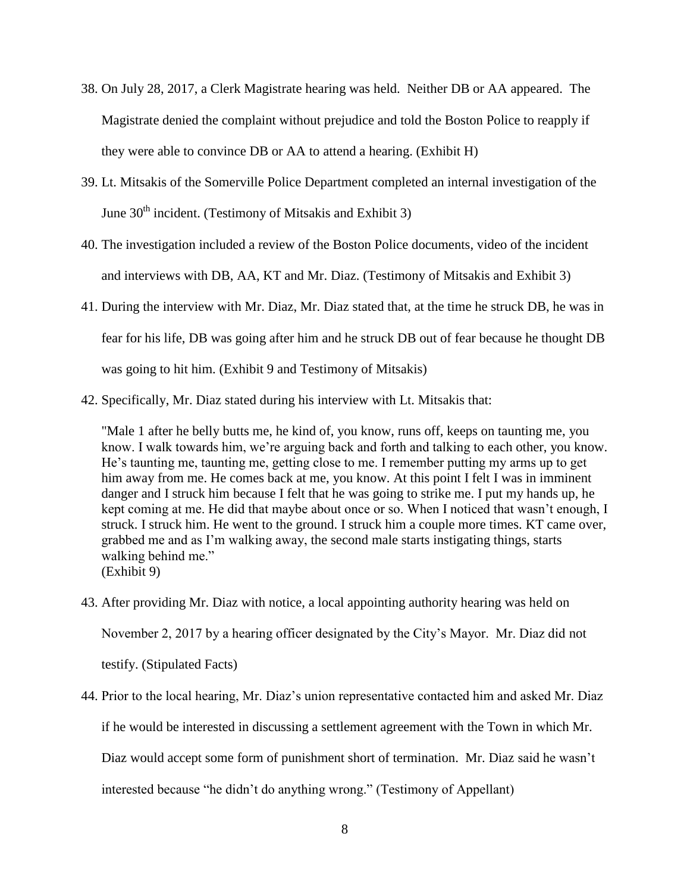38. On July 28, 2017, a Clerk Magistrate hearing was held. Neither DB or AA appeared. The Magistrate denied the complaint without prejudice and told the Boston Police to reapply if they were able to convince DB or AA to attend a hearing. (Exhibit H)

39. Lt. Mitsakis of the Somerville Police Department completed an internal investigation of the June 30th incident. (Testimony of Mitsakis and Exhibit 3)

40. The investigation included a review of the Boston Police documents, video of the incident and interviews with DB, AA, KT and Mr. Diaz. (Testimony of Mitsakis and Exhibit 3)

41. During the interview with Mr. Diaz, Mr. Diaz stated that, at the time he struck DB, he was in fear for his life, DB was going after him and he struck DB out of fear because he thought DB was going to hit him. (Exhibit 9 and Testimony of Mitsakis)

42. Specifically, Mr. Diaz stated during his interview with Lt. Mitsakis that:

   "Male 1 after he belly butts me, he kind of, you know, runs off, keeps on taunting me, you know. I walk towards him, we're arguing back and forth and talking to each other, you know. He's taunting me, taunting me, getting close to me. I remember putting my arms up to get him away from me. He comes back at me, you know. At this point I felt I was in imminent danger and I struck him because I felt that he was going to strike me. I put my hands up, he kept coming at me. He did that maybe about once or so. When I noticed that wasn't enough, I struck. I struck him. He went to the ground. I struck him a couple more times. KT came over, grabbed me and as I'm walking away, the second male starts instigating things, starts walking behind me."
   (Exhibit 9)

43. After providing Mr. Diaz with notice, a local appointing authority hearing was held on November 2, 2017 by a hearing officer designated by the City's Mayor. Mr. Diaz did not testify. (Stipulated Facts)

44. Prior to the local hearing, Mr. Diaz's union representative contacted him and asked Mr. Diaz if he would be interested in discussing a settlement agreement with the Town in which Mr. Diaz would accept some form of punishment short of termination. Mr. Diaz said he wasn't interested because "he didn't do anything wrong." (Testimony of Appellant)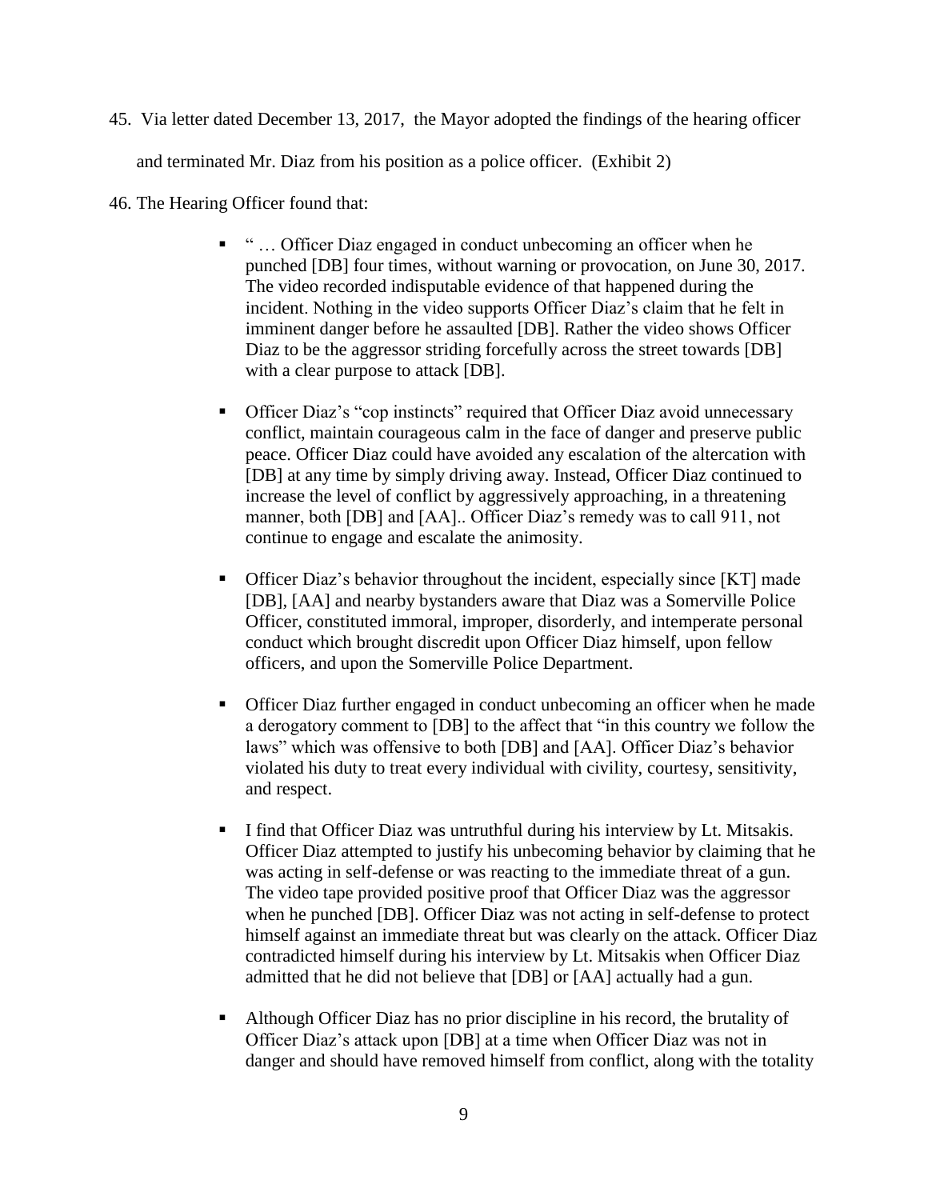45. Via letter dated December 13, 2017, the Mayor adopted the findings of the hearing officer and terminated Mr. Diaz from his position as a police officer. (Exhibit 2)

46. The Hearing Officer found that:

- " … Officer Diaz engaged in conduct unbecoming an officer when he punched [DB] four times, without warning or provocation, on June 30, 2017. The video recorded indisputable evidence of that happened during the incident. Nothing in the video supports Officer Diaz's claim that he felt in imminent danger before he assaulted [DB]. Rather the video shows Officer Diaz to be the aggressor striding forcefully across the street towards [DB] with a clear purpose to attack [DB].

- Officer Diaz's "cop instincts" required that Officer Diaz avoid unnecessary conflict, maintain courageous calm in the face of danger and preserve public peace. Officer Diaz could have avoided any escalation of the altercation with [DB] at any time by simply driving away. Instead, Officer Diaz continued to increase the level of conflict by aggressively approaching, in a threatening manner, both [DB] and [AA].. Officer Diaz's remedy was to call 911, not continue to engage and escalate the animosity.

- Officer Diaz's behavior throughout the incident, especially since [KT] made [DB], [AA] and nearby bystanders aware that Diaz was a Somerville Police Officer, constituted immoral, improper, disorderly, and intemperate personal conduct which brought discredit upon Officer Diaz himself, upon fellow officers, and upon the Somerville Police Department.

- Officer Diaz further engaged in conduct unbecoming an officer when he made a derogatory comment to [DB] to the affect that "in this country we follow the laws" which was offensive to both [DB] and [AA]. Officer Diaz's behavior violated his duty to treat every individual with civility, courtesy, sensitivity, and respect.

- I find that Officer Diaz was untruthful during his interview by Lt. Mitsakis. Officer Diaz attempted to justify his unbecoming behavior by claiming that he was acting in self-defense or was reacting to the immediate threat of a gun. The video tape provided positive proof that Officer Diaz was the aggressor when he punched [DB]. Officer Diaz was not acting in self-defense to protect himself against an immediate threat but was clearly on the attack. Officer Diaz contradicted himself during his interview by Lt. Mitsakis when Officer Diaz admitted that he did not believe that [DB] or [AA] actually had a gun.

- Although Officer Diaz has no prior discipline in his record, the brutality of Officer Diaz's attack upon [DB] at a time when Officer Diaz was not in danger and should have removed himself from conflict, along with the totality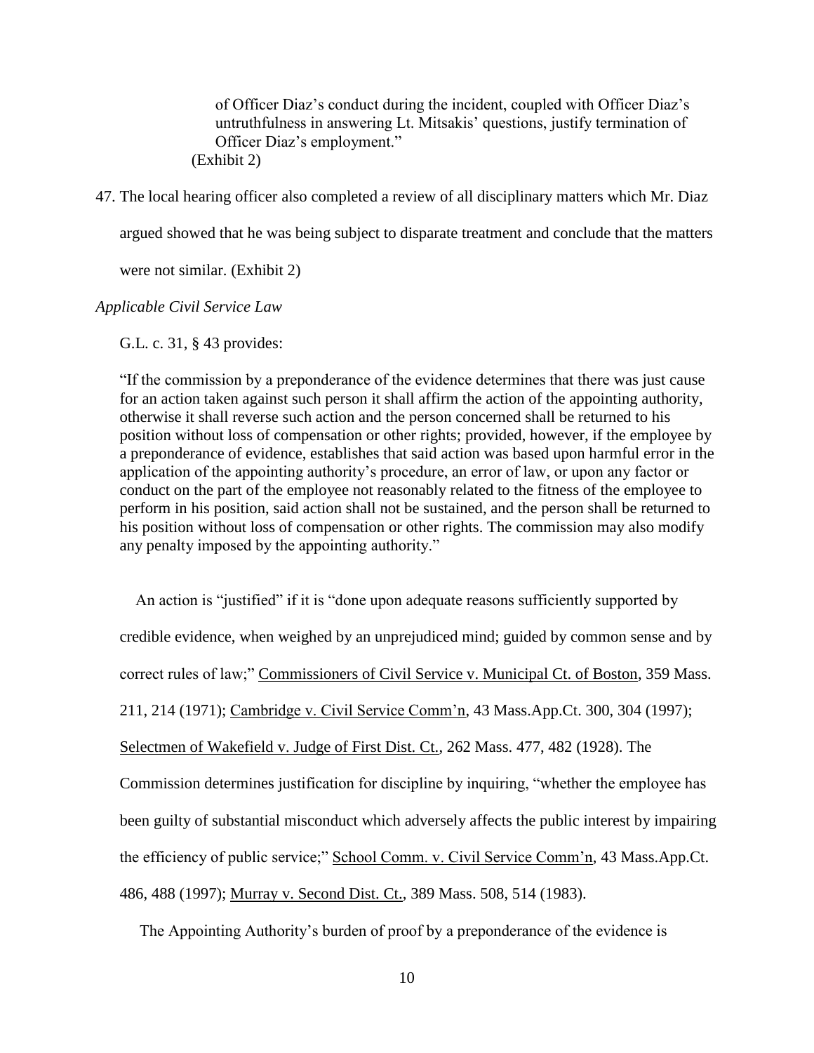> of Officer Diaz's conduct during the incident, coupled with Officer Diaz's untruthfulness in answering Lt. Mitsakis' questions, justify termination of Officer Diaz's employment."
>
> (Exhibit 2)

47. The local hearing officer also completed a review of all disciplinary matters which Mr. Diaz argued showed that he was being subject to disparate treatment and conclude that the matters were not similar. (Exhibit 2)

*Applicable Civil Service Law*

G.L. c. 31, § 43 provides:

"If the commission by a preponderance of the evidence determines that there was just cause for an action taken against such person it shall affirm the action of the appointing authority, otherwise it shall reverse such action and the person concerned shall be returned to his position without loss of compensation or other rights; provided, however, if the employee by a preponderance of evidence, establishes that said action was based upon harmful error in the application of the appointing authority's procedure, an error of law, or upon any factor or conduct on the part of the employee not reasonably related to the fitness of the employee to perform in his position, said action shall not be sustained, and the person shall be returned to his position without loss of compensation or other rights. The commission may also modify any penalty imposed by the appointing authority."

An action is "justified" if it is "done upon adequate reasons sufficiently supported by credible evidence, when weighed by an unprejudiced mind; guided by common sense and by correct rules of law;" Commissioners of Civil Service v. Municipal Ct. of Boston, 359 Mass. 211, 214 (1971); Cambridge v. Civil Service Comm'n, 43 Mass.App.Ct. 300, 304 (1997); Selectmen of Wakefield v. Judge of First Dist. Ct., 262 Mass. 477, 482 (1928). The Commission determines justification for discipline by inquiring, "whether the employee has been guilty of substantial misconduct which adversely affects the public interest by impairing the efficiency of public service;" School Comm. v. Civil Service Comm'n, 43 Mass.App.Ct. 486, 488 (1997); Murray v. Second Dist. Ct., 389 Mass. 508, 514 (1983).

The Appointing Authority's burden of proof by a preponderance of the evidence is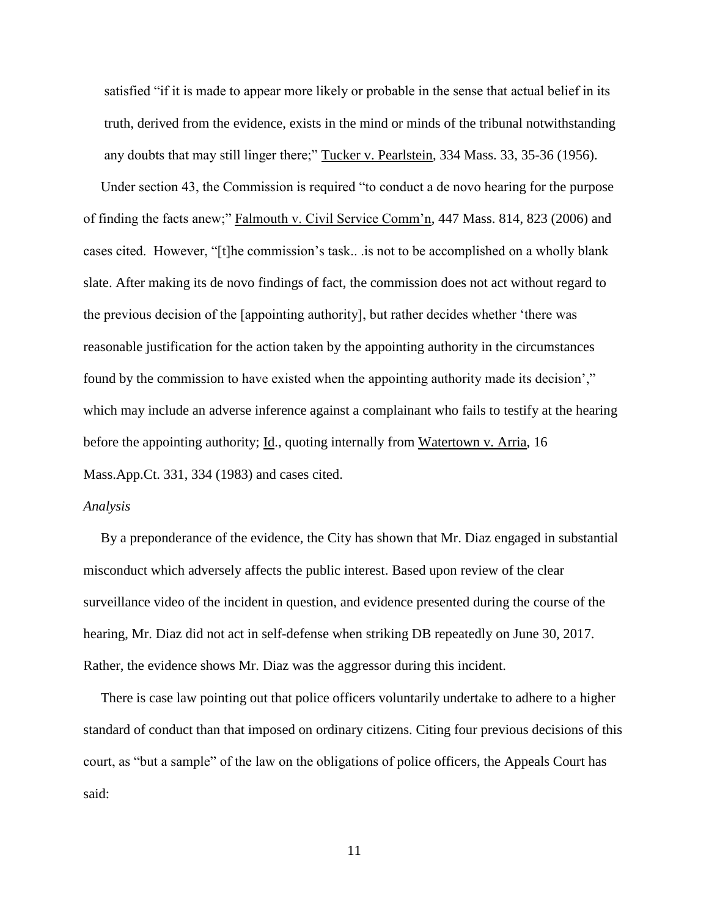satisfied "if it is made to appear more likely or probable in the sense that actual belief in its truth, derived from the evidence, exists in the mind or minds of the tribunal notwithstanding any doubts that may still linger there;" Tucker v. Pearlstein, 334 Mass. 33, 35-36 (1956).

Under section 43, the Commission is required "to conduct a de novo hearing for the purpose of finding the facts anew;" Falmouth v. Civil Service Comm'n, 447 Mass. 814, 823 (2006) and cases cited. However, "[t]he commission's task.. .is not to be accomplished on a wholly blank slate. After making its de novo findings of fact, the commission does not act without regard to the previous decision of the [appointing authority], but rather decides whether 'there was reasonable justification for the action taken by the appointing authority in the circumstances found by the commission to have existed when the appointing authority made its decision'," which may include an adverse inference against a complainant who fails to testify at the hearing before the appointing authority; Id., quoting internally from Watertown v. Arria, 16 Mass.App.Ct. 331, 334 (1983) and cases cited.

*Analysis*

By a preponderance of the evidence, the City has shown that Mr. Diaz engaged in substantial misconduct which adversely affects the public interest. Based upon review of the clear surveillance video of the incident in question, and evidence presented during the course of the hearing, Mr. Diaz did not act in self-defense when striking DB repeatedly on June 30, 2017. Rather, the evidence shows Mr. Diaz was the aggressor during this incident.

There is case law pointing out that police officers voluntarily undertake to adhere to a higher standard of conduct than that imposed on ordinary citizens. Citing four previous decisions of this court, as "but a sample" of the law on the obligations of police officers, the Appeals Court has said: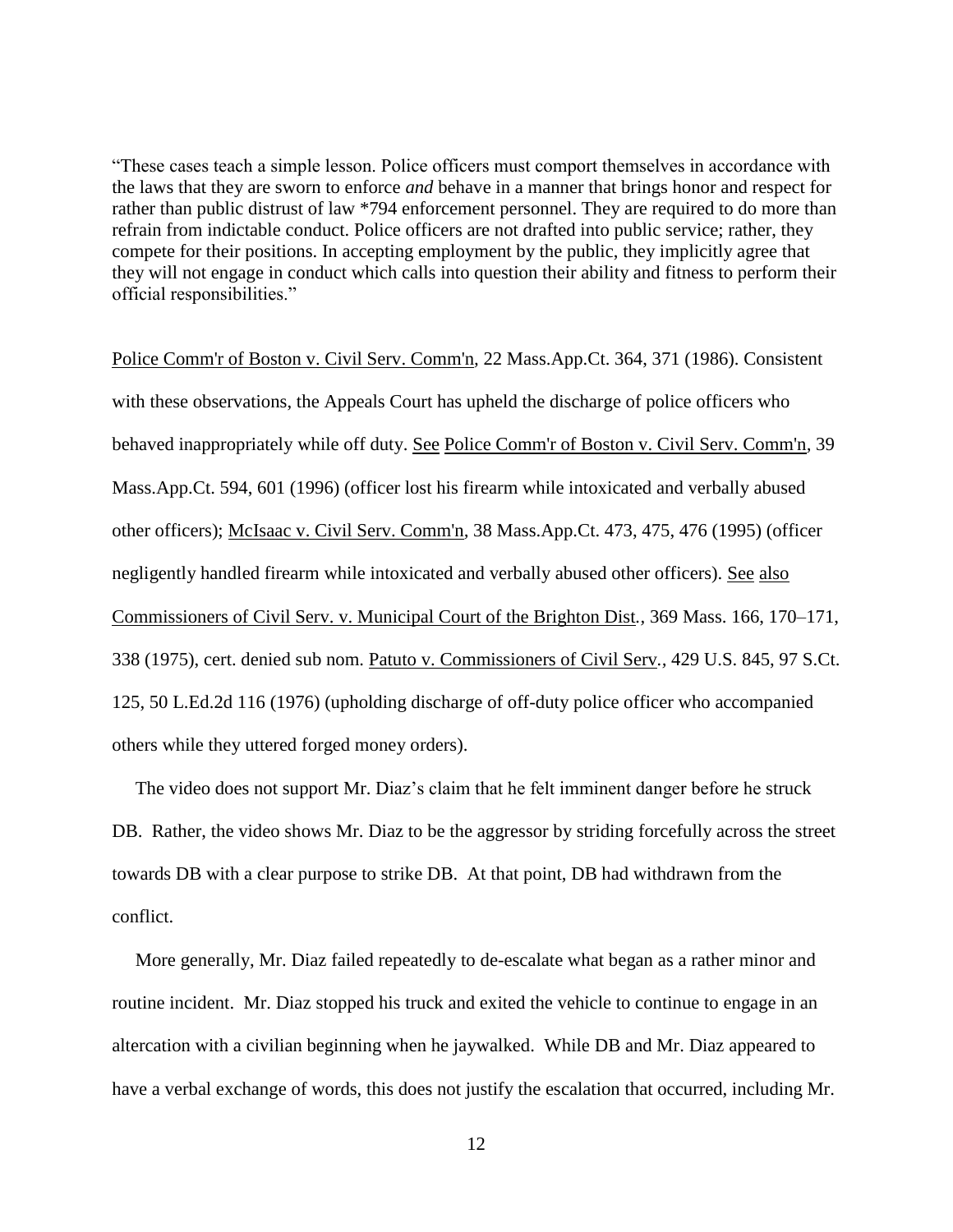"These cases teach a simple lesson. Police officers must comport themselves in accordance with the laws that they are sworn to enforce *and* behave in a manner that brings honor and respect for rather than public distrust of law *794 enforcement personnel. They are required to do more than refrain from indictable conduct. Police officers are not drafted into public service; rather, they compete for their positions. In accepting employment by the public, they implicitly agree that they will not engage in conduct which calls into question their ability and fitness to perform their official responsibilities."

Police Comm'r of Boston v. Civil Serv. Comm'n, 22 Mass.App.Ct. 364, 371 (1986). Consistent with these observations, the Appeals Court has upheld the discharge of police officers who behaved inappropriately while off duty. See Police Comm'r of Boston v. Civil Serv. Comm'n, 39 Mass.App.Ct. 594, 601 (1996) (officer lost his firearm while intoxicated and verbally abused other officers); McIsaac v. Civil Serv. Comm'n, 38 Mass.App.Ct. 473, 475, 476 (1995) (officer negligently handled firearm while intoxicated and verbally abused other officers). See also Commissioners of Civil Serv. v. Municipal Court of the Brighton Dist., 369 Mass. 166, 170–171, 338 (1975), cert. denied sub nom. Patuto v. Commissioners of Civil Serv., 429 U.S. 845, 97 S.Ct. 125, 50 L.Ed.2d 116 (1976) (upholding discharge of off-duty police officer who accompanied others while they uttered forged money orders).

The video does not support Mr. Diaz's claim that he felt imminent danger before he struck DB. Rather, the video shows Mr. Diaz to be the aggressor by striding forcefully across the street towards DB with a clear purpose to strike DB. At that point, DB had withdrawn from the conflict.

More generally, Mr. Diaz failed repeatedly to de-escalate what began as a rather minor and routine incident. Mr. Diaz stopped his truck and exited the vehicle to continue to engage in an altercation with a civilian beginning when he jaywalked. While DB and Mr. Diaz appeared to have a verbal exchange of words, this does not justify the escalation that occurred, including Mr.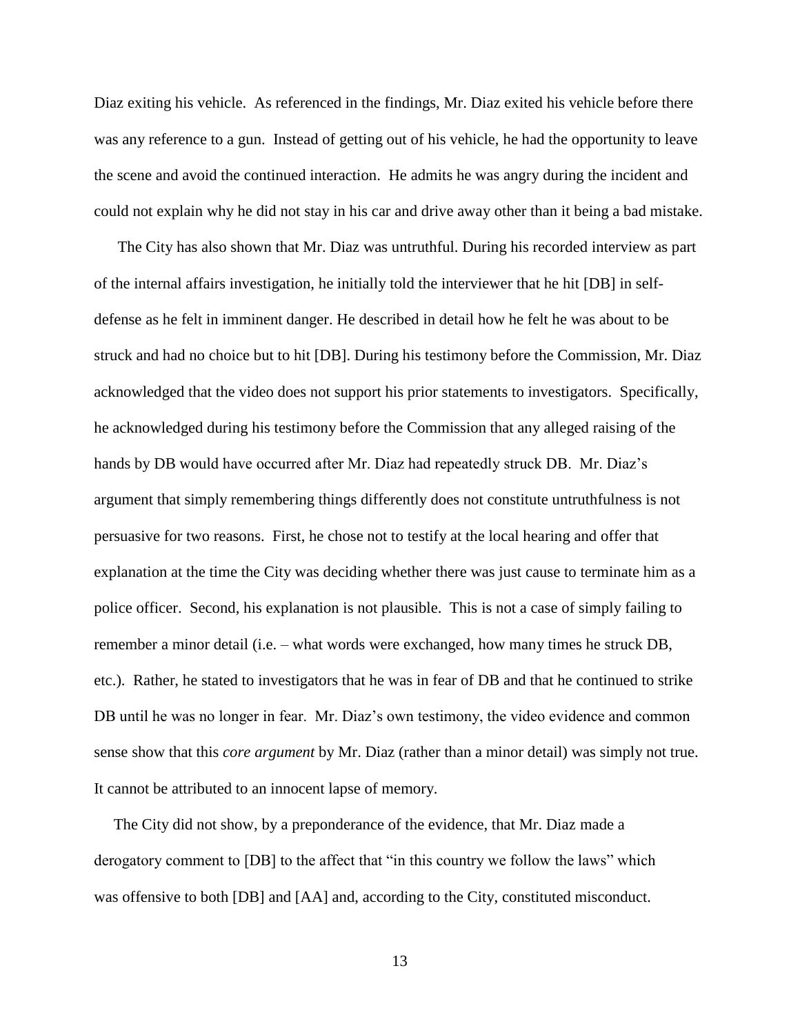Diaz exiting his vehicle. As referenced in the findings, Mr. Diaz exited his vehicle before there was any reference to a gun. Instead of getting out of his vehicle, he had the opportunity to leave the scene and avoid the continued interaction. He admits he was angry during the incident and could not explain why he did not stay in his car and drive away other than it being a bad mistake.

The City has also shown that Mr. Diaz was untruthful. During his recorded interview as part of the internal affairs investigation, he initially told the interviewer that he hit [DB] in self-defense as he felt in imminent danger. He described in detail how he felt he was about to be struck and had no choice but to hit [DB]. During his testimony before the Commission, Mr. Diaz acknowledged that the video does not support his prior statements to investigators. Specifically, he acknowledged during his testimony before the Commission that any alleged raising of the hands by DB would have occurred after Mr. Diaz had repeatedly struck DB. Mr. Diaz's argument that simply remembering things differently does not constitute untruthfulness is not persuasive for two reasons. First, he chose not to testify at the local hearing and offer that explanation at the time the City was deciding whether there was just cause to terminate him as a police officer. Second, his explanation is not plausible. This is not a case of simply failing to remember a minor detail (i.e. – what words were exchanged, how many times he struck DB, etc.). Rather, he stated to investigators that he was in fear of DB and that he continued to strike DB until he was no longer in fear. Mr. Diaz's own testimony, the video evidence and common sense show that this *core argument* by Mr. Diaz (rather than a minor detail) was simply not true. It cannot be attributed to an innocent lapse of memory.

The City did not show, by a preponderance of the evidence, that Mr. Diaz made a derogatory comment to [DB] to the affect that "in this country we follow the laws" which was offensive to both [DB] and [AA] and, according to the City, constituted misconduct.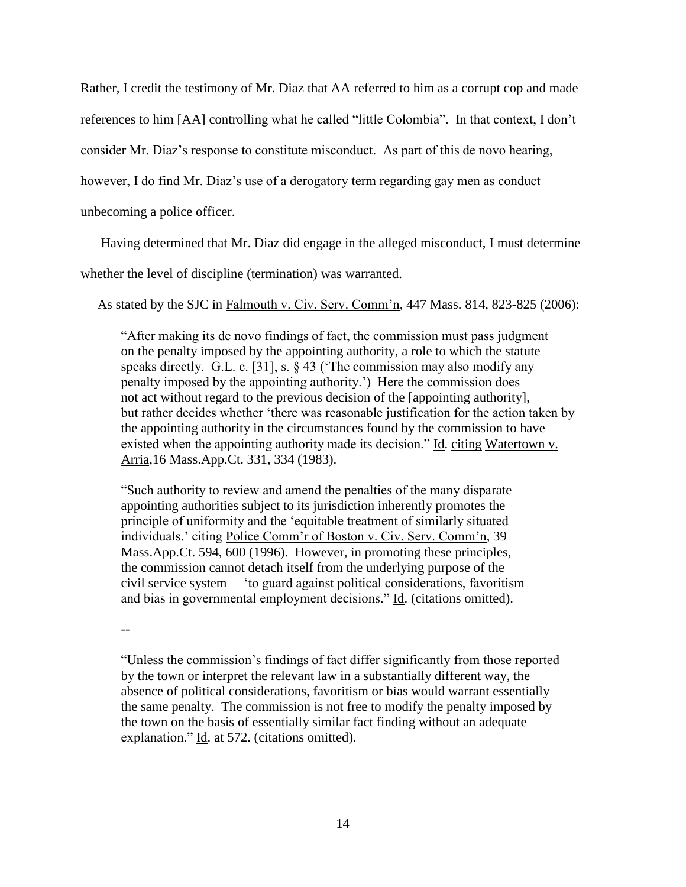Rather, I credit the testimony of Mr. Diaz that AA referred to him as a corrupt cop and made references to him [AA] controlling what he called "little Colombia". In that context, I don't consider Mr. Diaz's response to constitute misconduct. As part of this de novo hearing, however, I do find Mr. Diaz's use of a derogatory term regarding gay men as conduct unbecoming a police officer.

Having determined that Mr. Diaz did engage in the alleged misconduct, I must determine whether the level of discipline (termination) was warranted.

As stated by the SJC in Falmouth v. Civ. Serv. Comm'n, 447 Mass. 814, 823-825 (2006):

> "After making its de novo findings of fact, the commission must pass judgment on the penalty imposed by the appointing authority, a role to which the statute speaks directly. G.L. c. [31], s. § 43 ('The commission may also modify any penalty imposed by the appointing authority.') Here the commission does not act without regard to the previous decision of the [appointing authority], but rather decides whether 'there was reasonable justification for the action taken by the appointing authority in the circumstances found by the commission to have existed when the appointing authority made its decision." Id. citing Watertown v. Arria,16 Mass.App.Ct. 331, 334 (1983).
>
> "Such authority to review and amend the penalties of the many disparate appointing authorities subject to its jurisdiction inherently promotes the principle of uniformity and the 'equitable treatment of similarly situated individuals.' citing Police Comm'r of Boston v. Civ. Serv. Comm'n, 39 Mass.App.Ct. 594, 600 (1996). However, in promoting these principles, the commission cannot detach itself from the underlying purpose of the civil service system— 'to guard against political considerations, favoritism and bias in governmental employment decisions." Id. (citations omitted).
>
> --
>
> "Unless the commission's findings of fact differ significantly from those reported by the town or interpret the relevant law in a substantially different way, the absence of political considerations, favoritism or bias would warrant essentially the same penalty. The commission is not free to modify the penalty imposed by the town on the basis of essentially similar fact finding without an adequate explanation." Id. at 572. (citations omitted).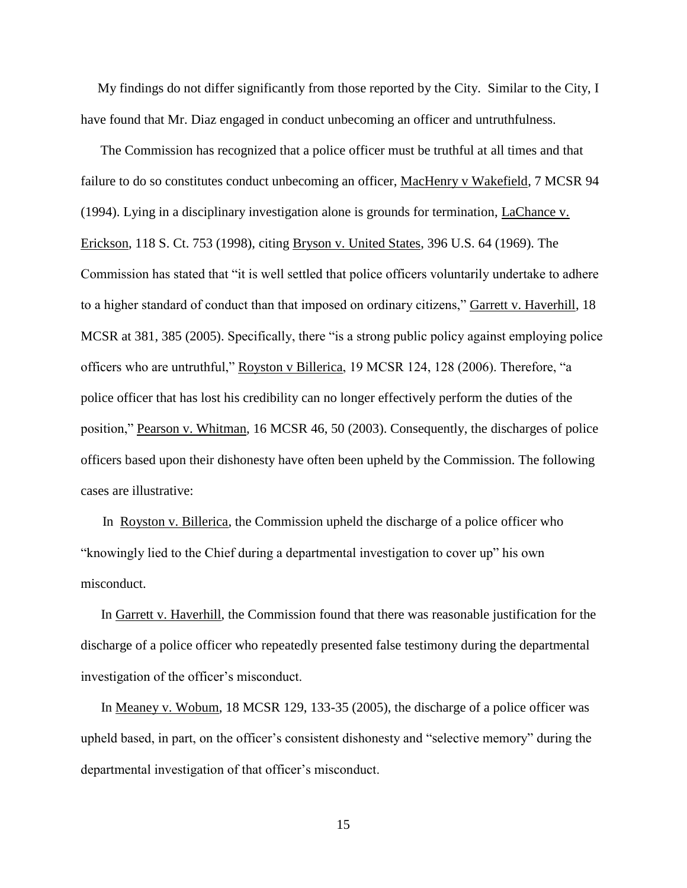My findings do not differ significantly from those reported by the City. Similar to the City, I have found that Mr. Diaz engaged in conduct unbecoming an officer and untruthfulness.

The Commission has recognized that a police officer must be truthful at all times and that failure to do so constitutes conduct unbecoming an officer, MacHenry v Wakefield, 7 MCSR 94 (1994). Lying in a disciplinary investigation alone is grounds for termination, LaChance v. Erickson, 118 S. Ct. 753 (1998), citing Bryson v. United States, 396 U.S. 64 (1969). The Commission has stated that "it is well settled that police officers voluntarily undertake to adhere to a higher standard of conduct than that imposed on ordinary citizens," Garrett v. Haverhill, 18 MCSR at 381, 385 (2005). Specifically, there "is a strong public policy against employing police officers who are untruthful," Royston v Billerica, 19 MCSR 124, 128 (2006). Therefore, "a police officer that has lost his credibility can no longer effectively perform the duties of the position," Pearson v. Whitman, 16 MCSR 46, 50 (2003). Consequently, the discharges of police officers based upon their dishonesty have often been upheld by the Commission. The following cases are illustrative:

In Royston v. Billerica, the Commission upheld the discharge of a police officer who "knowingly lied to the Chief during a departmental investigation to cover up" his own misconduct.

In Garrett v. Haverhill, the Commission found that there was reasonable justification for the discharge of a police officer who repeatedly presented false testimony during the departmental investigation of the officer's misconduct.

In Meaney v. Wobum, 18 MCSR 129, 133-35 (2005), the discharge of a police officer was upheld based, in part, on the officer's consistent dishonesty and "selective memory" during the departmental investigation of that officer's misconduct.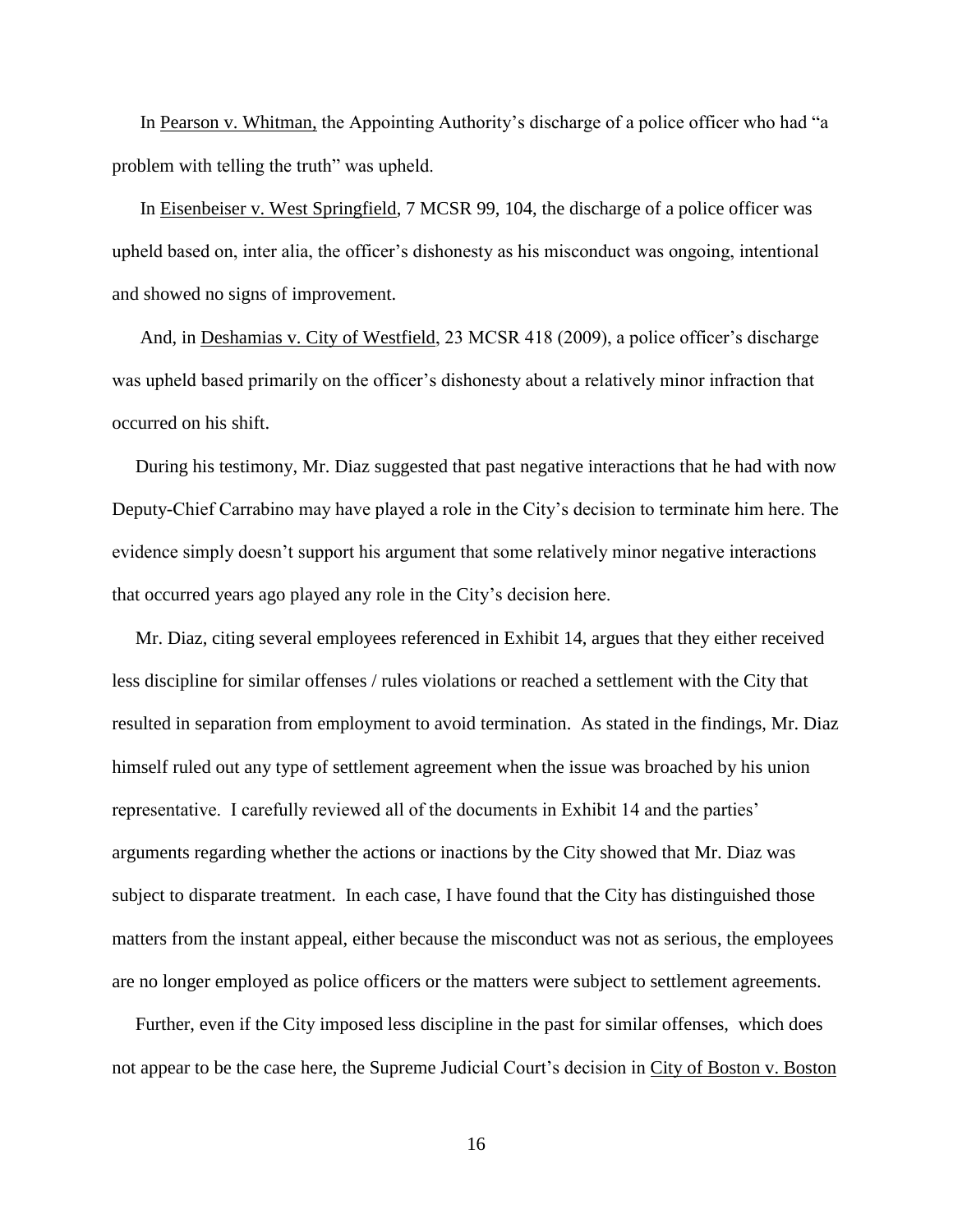In Pearson v. Whitman, the Appointing Authority's discharge of a police officer who had "a problem with telling the truth" was upheld.

In Eisenbeiser v. West Springfield, 7 MCSR 99, 104, the discharge of a police officer was upheld based on, inter alia, the officer's dishonesty as his misconduct was ongoing, intentional and showed no signs of improvement.

And, in Deshamias v. City of Westfield, 23 MCSR 418 (2009), a police officer's discharge was upheld based primarily on the officer's dishonesty about a relatively minor infraction that occurred on his shift.

During his testimony, Mr. Diaz suggested that past negative interactions that he had with now Deputy-Chief Carrabino may have played a role in the City's decision to terminate him here. The evidence simply doesn't support his argument that some relatively minor negative interactions that occurred years ago played any role in the City's decision here.

Mr. Diaz, citing several employees referenced in Exhibit 14, argues that they either received less discipline for similar offenses / rules violations or reached a settlement with the City that resulted in separation from employment to avoid termination. As stated in the findings, Mr. Diaz himself ruled out any type of settlement agreement when the issue was broached by his union representative. I carefully reviewed all of the documents in Exhibit 14 and the parties' arguments regarding whether the actions or inactions by the City showed that Mr. Diaz was subject to disparate treatment. In each case, I have found that the City has distinguished those matters from the instant appeal, either because the misconduct was not as serious, the employees are no longer employed as police officers or the matters were subject to settlement agreements.

Further, even if the City imposed less discipline in the past for similar offenses, which does not appear to be the case here, the Supreme Judicial Court's decision in City of Boston v. Boston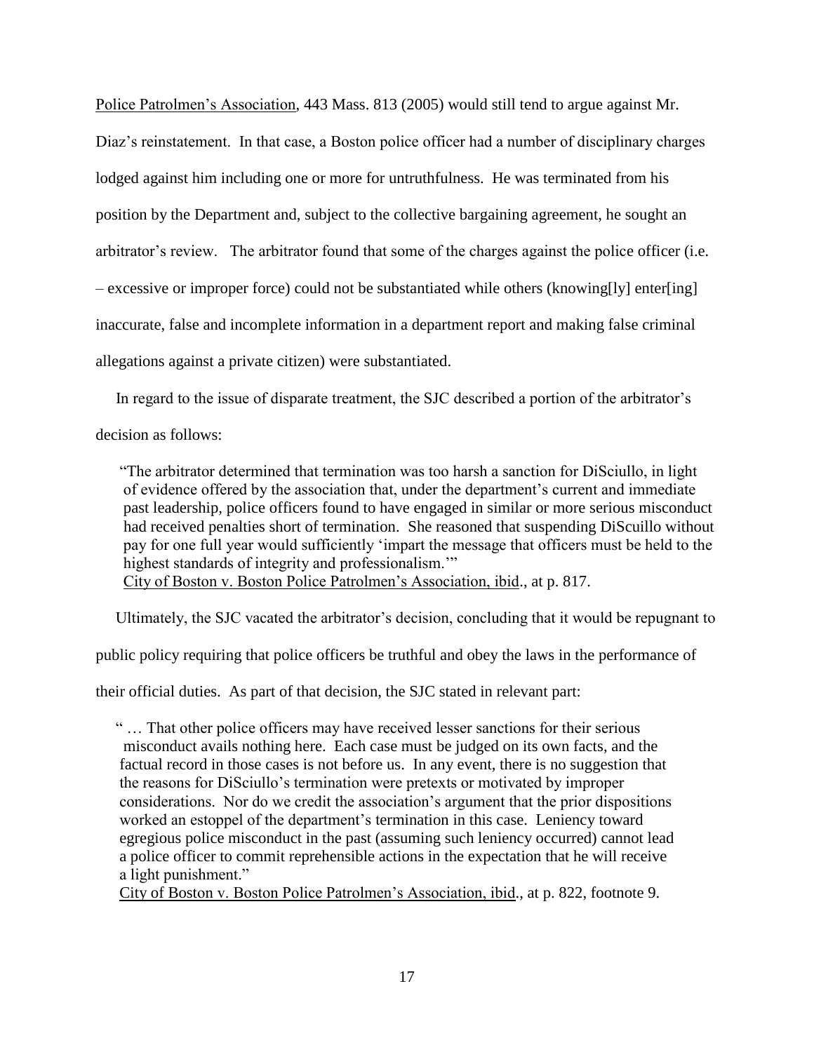Police Patrolmen's Association, 443 Mass. 813 (2005) would still tend to argue against Mr. Diaz's reinstatement. In that case, a Boston police officer had a number of disciplinary charges lodged against him including one or more for untruthfulness. He was terminated from his position by the Department and, subject to the collective bargaining agreement, he sought an arbitrator's review. The arbitrator found that some of the charges against the police officer (i.e. – excessive or improper force) could not be substantiated while others (knowing[ly] enter[ing] inaccurate, false and incomplete information in a department report and making false criminal allegations against a private citizen) were substantiated.

In regard to the issue of disparate treatment, the SJC described a portion of the arbitrator's decision as follows:

> "The arbitrator determined that termination was too harsh a sanction for DiSciullo, in light of evidence offered by the association that, under the department's current and immediate past leadership, police officers found to have engaged in similar or more serious misconduct had received penalties short of termination. She reasoned that suspending DiScuillo without pay for one full year would sufficiently 'impart the message that officers must be held to the highest standards of integrity and professionalism.'"
> City of Boston v. Boston Police Patrolmen's Association, ibid., at p. 817.

Ultimately, the SJC vacated the arbitrator's decision, concluding that it would be repugnant to public policy requiring that police officers be truthful and obey the laws in the performance of their official duties. As part of that decision, the SJC stated in relevant part:

> " … That other police officers may have received lesser sanctions for their serious misconduct avails nothing here. Each case must be judged on its own facts, and the factual record in those cases is not before us. In any event, there is no suggestion that the reasons for DiSciullo's termination were pretexts or motivated by improper considerations. Nor do we credit the association's argument that the prior dispositions worked an estoppel of the department's termination in this case. Leniency toward egregious police misconduct in the past (assuming such leniency occurred) cannot lead a police officer to commit reprehensible actions in the expectation that he will receive a light punishment."
> City of Boston v. Boston Police Patrolmen's Association, ibid., at p. 822, footnote 9.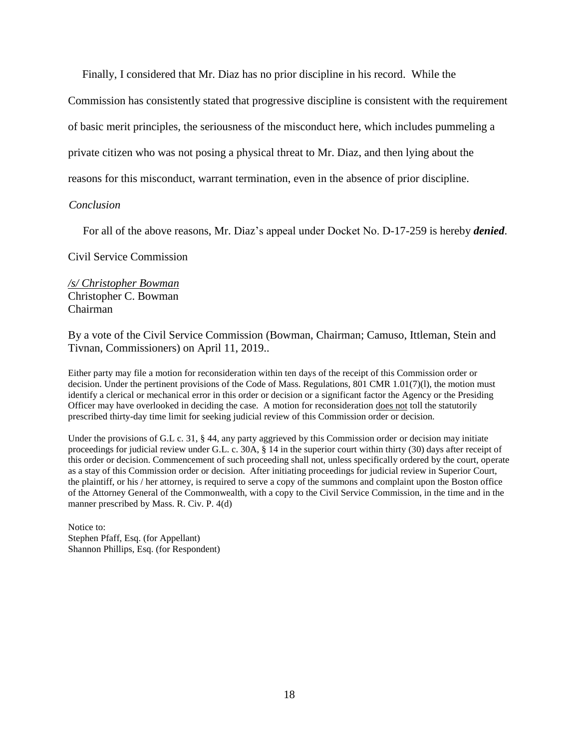Finally, I considered that Mr. Diaz has no prior discipline in his record. While the Commission has consistently stated that progressive discipline is consistent with the requirement of basic merit principles, the seriousness of the misconduct here, which includes pummeling a private citizen who was not posing a physical threat to Mr. Diaz, and then lying about the reasons for this misconduct, warrant termination, even in the absence of prior discipline.

*Conclusion*

For all of the above reasons, Mr. Diaz's appeal under Docket No. D-17-259 is hereby ***denied***.

Civil Service Commission

*/s/ Christopher Bowman*
Christopher C. Bowman
Chairman

By a vote of the Civil Service Commission (Bowman, Chairman; Camuso, Ittleman, Stein and Tivnan, Commissioners) on April 11, 2019..

Either party may file a motion for reconsideration within ten days of the receipt of this Commission order or decision. Under the pertinent provisions of the Code of Mass. Regulations, 801 CMR 1.01(7)(l), the motion must identify a clerical or mechanical error in this order or decision or a significant factor the Agency or the Presiding Officer may have overlooked in deciding the case. A motion for reconsideration does not toll the statutorily prescribed thirty-day time limit for seeking judicial review of this Commission order or decision.

Under the provisions of G.L c. 31, § 44, any party aggrieved by this Commission order or decision may initiate proceedings for judicial review under G.L. c. 30A, § 14 in the superior court within thirty (30) days after receipt of this order or decision. Commencement of such proceeding shall not, unless specifically ordered by the court, operate as a stay of this Commission order or decision. After initiating proceedings for judicial review in Superior Court, the plaintiff, or his / her attorney, is required to serve a copy of the summons and complaint upon the Boston office of the Attorney General of the Commonwealth, with a copy to the Civil Service Commission, in the time and in the manner prescribed by Mass. R. Civ. P. 4(d)

Notice to:
Stephen Pfaff, Esq. (for Appellant)
Shannon Phillips, Esq. (for Respondent)